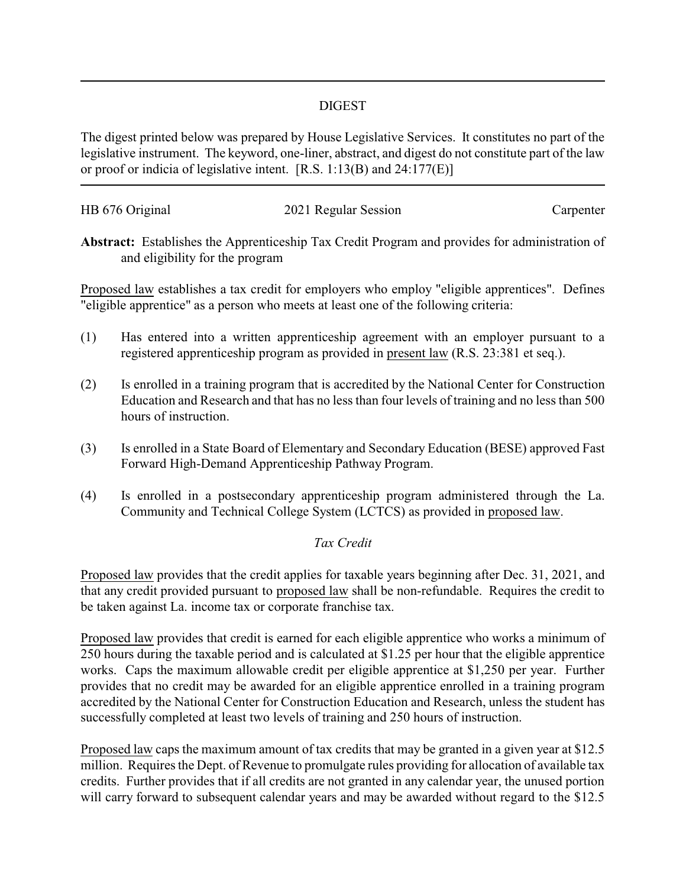# DIGEST

The digest printed below was prepared by House Legislative Services. It constitutes no part of the legislative instrument. The keyword, one-liner, abstract, and digest do not constitute part of the law or proof or indicia of legislative intent. [R.S. 1:13(B) and 24:177(E)]

HB 676 Original 2021 Regular Session Carpenter

**Abstract:** Establishes the Apprenticeship Tax Credit Program and provides for administration of and eligibility for the program

Proposed law establishes a tax credit for employers who employ "eligible apprentices". Defines "eligible apprentice" as a person who meets at least one of the following criteria:

(1) Has entered into a written apprenticeship agreement with an employer pursuant to a registered apprenticeship program as provided in present law (R.S. 23:381 et seq.).

(2) Is enrolled in a training program that is accredited by the National Center for Construction Education and Research and that has no less than four levels of training and no less than 500 hours of instruction.

(3) Is enrolled in a State Board of Elementary and Secondary Education (BESE) approved Fast Forward High-Demand Apprenticeship Pathway Program.

(4) Is enrolled in a postsecondary apprenticeship program administered through the La. Community and Technical College System (LCTCS) as provided in proposed law.

*Tax Credit*

Proposed law provides that the credit applies for taxable years beginning after Dec. 31, 2021, and that any credit provided pursuant to proposed law shall be non-refundable. Requires the credit to be taken against La. income tax or corporate franchise tax.

Proposed law provides that credit is earned for each eligible apprentice who works a minimum of 250 hours during the taxable period and is calculated at $1.25 per hour that the eligible apprentice works. Caps the maximum allowable credit per eligible apprentice at $1,250 per year. Further provides that no credit may be awarded for an eligible apprentice enrolled in a training program accredited by the National Center for Construction Education and Research, unless the student has successfully completed at least two levels of training and 250 hours of instruction.

Proposed law caps the maximum amount of tax credits that may be granted in a given year at $12.5 million. Requires the Dept. of Revenue to promulgate rules providing for allocation of available tax credits. Further provides that if all credits are not granted in any calendar year, the unused portion will carry forward to subsequent calendar years and may be awarded without regard to the $12.5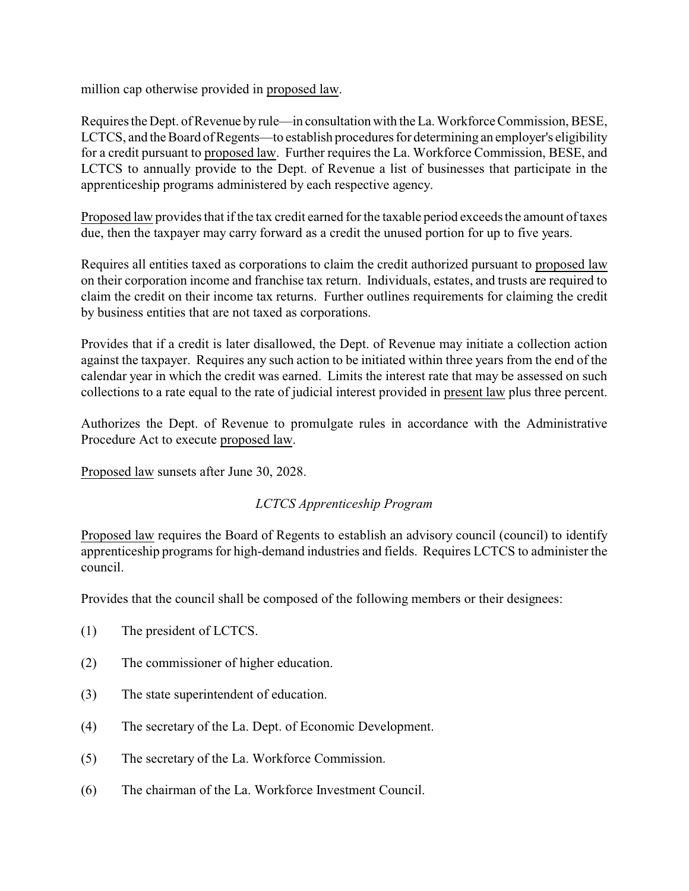million cap otherwise provided in proposed law.

Requires the Dept. of Revenue by rule—in consultation with the La. Workforce Commission, BESE, LCTCS, and the Board of Regents—to establish procedures for determining an employer's eligibility for a credit pursuant to proposed law. Further requires the La. Workforce Commission, BESE, and LCTCS to annually provide to the Dept. of Revenue a list of businesses that participate in the apprenticeship programs administered by each respective agency.

Proposed law provides that if the tax credit earned for the taxable period exceeds the amount of taxes due, then the taxpayer may carry forward as a credit the unused portion for up to five years.

Requires all entities taxed as corporations to claim the credit authorized pursuant to proposed law on their corporation income and franchise tax return. Individuals, estates, and trusts are required to claim the credit on their income tax returns. Further outlines requirements for claiming the credit by business entities that are not taxed as corporations.

Provides that if a credit is later disallowed, the Dept. of Revenue may initiate a collection action against the taxpayer. Requires any such action to be initiated within three years from the end of the calendar year in which the credit was earned. Limits the interest rate that may be assessed on such collections to a rate equal to the rate of judicial interest provided in present law plus three percent.

Authorizes the Dept. of Revenue to promulgate rules in accordance with the Administrative Procedure Act to execute proposed law.

Proposed law sunsets after June 30, 2028.

*LCTCS Apprenticeship Program*

Proposed law requires the Board of Regents to establish an advisory council (council) to identify apprenticeship programs for high-demand industries and fields. Requires LCTCS to administer the council.

Provides that the council shall be composed of the following members or their designees:

(1) The president of LCTCS.

(2) The commissioner of higher education.

(3) The state superintendent of education.

(4) The secretary of the La. Dept. of Economic Development.

(5) The secretary of the La. Workforce Commission.

(6) The chairman of the La. Workforce Investment Council.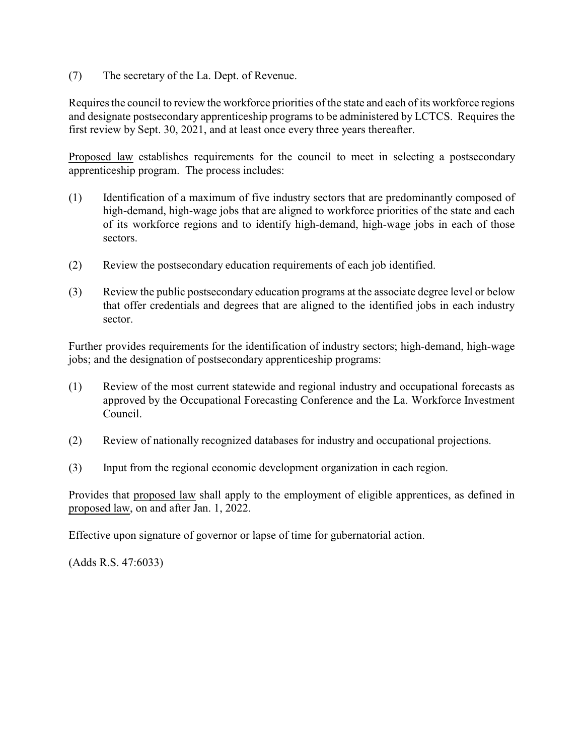(7) The secretary of the La. Dept. of Revenue.

Requires the council to review the workforce priorities of the state and each of its workforce regions and designate postsecondary apprenticeship programs to be administered by LCTCS. Requires the first review by Sept. 30, 2021, and at least once every three years thereafter.

Proposed law establishes requirements for the council to meet in selecting a postsecondary apprenticeship program. The process includes:

(1) Identification of a maximum of five industry sectors that are predominantly composed of high-demand, high-wage jobs that are aligned to workforce priorities of the state and each of its workforce regions and to identify high-demand, high-wage jobs in each of those sectors.

(2) Review the postsecondary education requirements of each job identified.

(3) Review the public postsecondary education programs at the associate degree level or below that offer credentials and degrees that are aligned to the identified jobs in each industry sector.

Further provides requirements for the identification of industry sectors; high-demand, high-wage jobs; and the designation of postsecondary apprenticeship programs:

(1) Review of the most current statewide and regional industry and occupational forecasts as approved by the Occupational Forecasting Conference and the La. Workforce Investment Council.

(2) Review of nationally recognized databases for industry and occupational projections.

(3) Input from the regional economic development organization in each region.

Provides that proposed law shall apply to the employment of eligible apprentices, as defined in proposed law, on and after Jan. 1, 2022.

Effective upon signature of governor or lapse of time for gubernatorial action.

(Adds R.S. 47:6033)